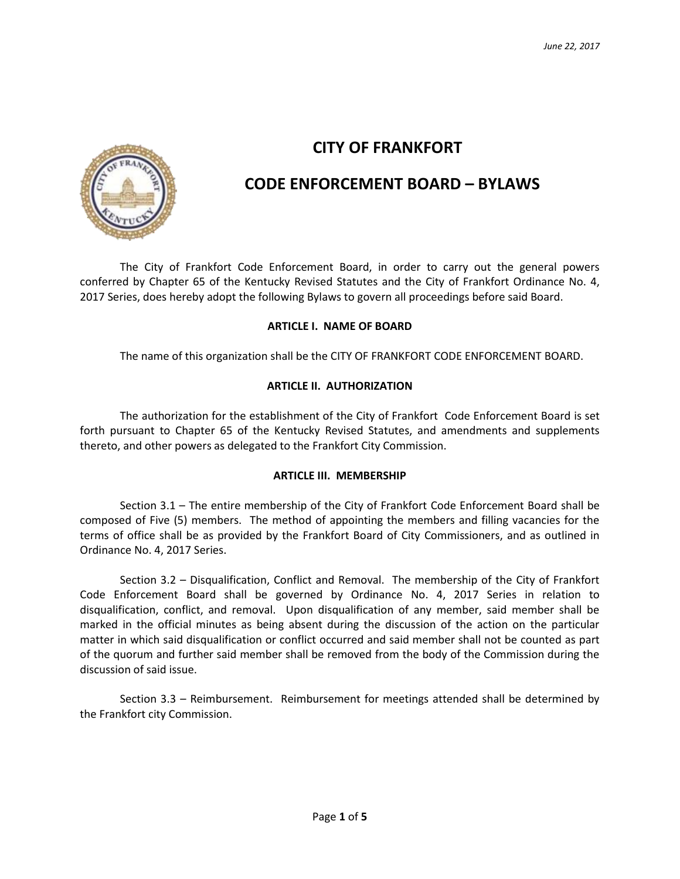*June 22, 2017*

# CITY OF FRANKFORT

# CODE ENFORCEMENT BOARD – BYLAWS

The City of Frankfort Code Enforcement Board, in order to carry out the general powers conferred by Chapter 65 of the Kentucky Revised Statutes and the City of Frankfort Ordinance No. 4, 2017 Series, does hereby adopt the following Bylaws to govern all proceedings before said Board.

## ARTICLE I. NAME OF BOARD

The name of this organization shall be the CITY OF FRANKFORT CODE ENFORCEMENT BOARD.

## ARTICLE II. AUTHORIZATION

The authorization for the establishment of the City of Frankfort Code Enforcement Board is set forth pursuant to Chapter 65 of the Kentucky Revised Statutes, and amendments and supplements thereto, and other powers as delegated to the Frankfort City Commission.

## ARTICLE III. MEMBERSHIP

Section 3.1 – The entire membership of the City of Frankfort Code Enforcement Board shall be composed of Five (5) members. The method of appointing the members and filling vacancies for the terms of office shall be as provided by the Frankfort Board of City Commissioners, and as outlined in Ordinance No. 4, 2017 Series.

Section 3.2 – Disqualification, Conflict and Removal. The membership of the City of Frankfort Code Enforcement Board shall be governed by Ordinance No. 4, 2017 Series in relation to disqualification, conflict, and removal. Upon disqualification of any member, said member shall be marked in the official minutes as being absent during the discussion of the action on the particular matter in which said disqualification or conflict occurred and said member shall not be counted as part of the quorum and further said member shall be removed from the body of the Commission during the discussion of said issue.

Section 3.3 – Reimbursement. Reimbursement for meetings attended shall be determined by the Frankfort city Commission.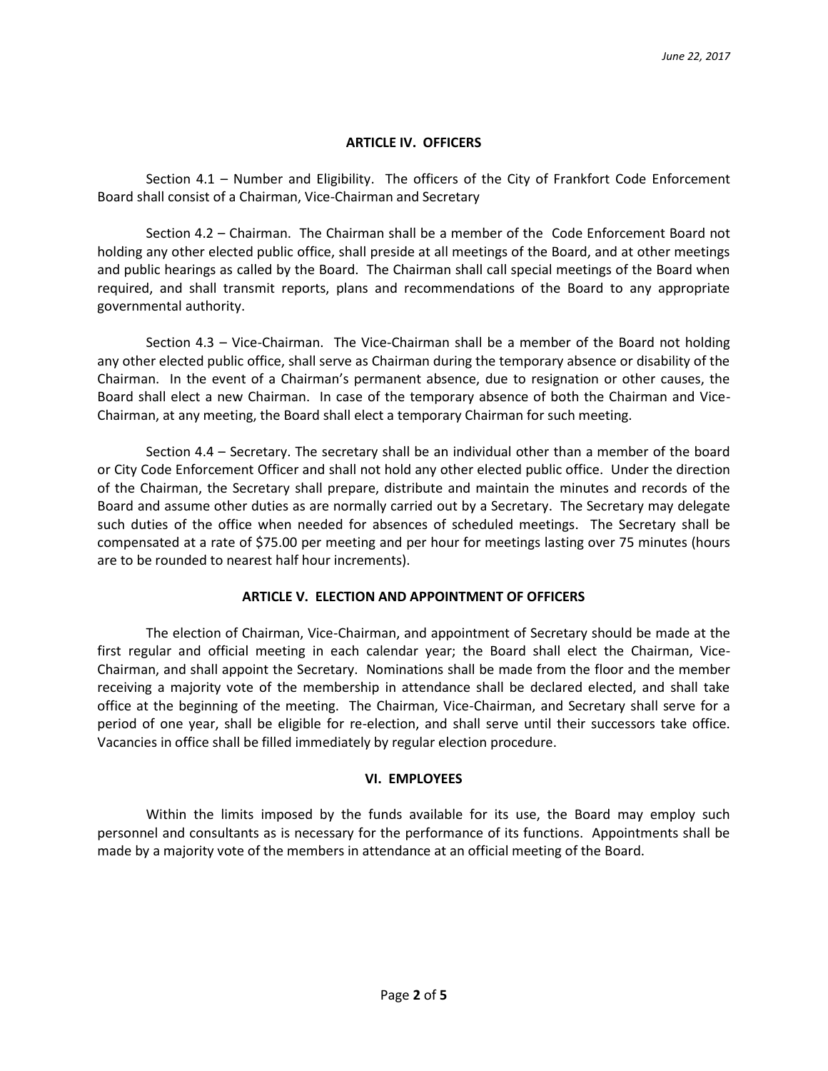*June 22, 2017*

## ARTICLE IV. OFFICERS

Section 4.1 – Number and Eligibility. The officers of the City of Frankfort Code Enforcement Board shall consist of a Chairman, Vice-Chairman and Secretary

Section 4.2 – Chairman. The Chairman shall be a member of the Code Enforcement Board not holding any other elected public office, shall preside at all meetings of the Board, and at other meetings and public hearings as called by the Board. The Chairman shall call special meetings of the Board when required, and shall transmit reports, plans and recommendations of the Board to any appropriate governmental authority.

Section 4.3 – Vice-Chairman. The Vice-Chairman shall be a member of the Board not holding any other elected public office, shall serve as Chairman during the temporary absence or disability of the Chairman. In the event of a Chairman's permanent absence, due to resignation or other causes, the Board shall elect a new Chairman. In case of the temporary absence of both the Chairman and Vice-Chairman, at any meeting, the Board shall elect a temporary Chairman for such meeting.

Section 4.4 – Secretary. The secretary shall be an individual other than a member of the board or City Code Enforcement Officer and shall not hold any other elected public office. Under the direction of the Chairman, the Secretary shall prepare, distribute and maintain the minutes and records of the Board and assume other duties as are normally carried out by a Secretary. The Secretary may delegate such duties of the office when needed for absences of scheduled meetings. The Secretary shall be compensated at a rate of $75.00 per meeting and per hour for meetings lasting over 75 minutes (hours are to be rounded to nearest half hour increments).

## ARTICLE V. ELECTION AND APPOINTMENT OF OFFICERS

The election of Chairman, Vice-Chairman, and appointment of Secretary should be made at the first regular and official meeting in each calendar year; the Board shall elect the Chairman, Vice-Chairman, and shall appoint the Secretary. Nominations shall be made from the floor and the member receiving a majority vote of the membership in attendance shall be declared elected, and shall take office at the beginning of the meeting. The Chairman, Vice-Chairman, and Secretary shall serve for a period of one year, shall be eligible for re-election, and shall serve until their successors take office. Vacancies in office shall be filled immediately by regular election procedure.

## VI. EMPLOYEES

Within the limits imposed by the funds available for its use, the Board may employ such personnel and consultants as is necessary for the performance of its functions. Appointments shall be made by a majority vote of the members in attendance at an official meeting of the Board.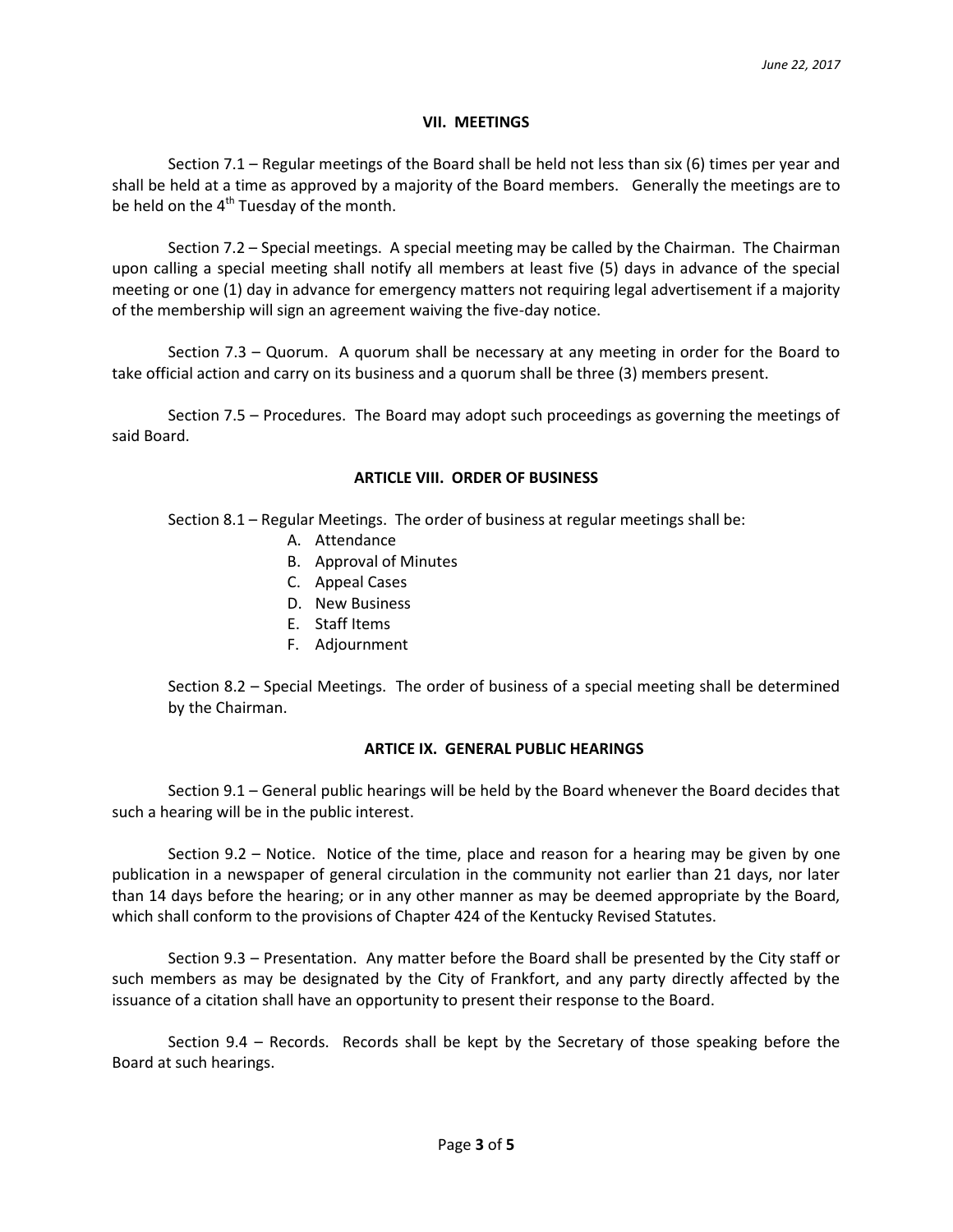## VII. MEETINGS

Section 7.1 – Regular meetings of the Board shall be held not less than six (6) times per year and shall be held at a time as approved by a majority of the Board members. Generally the meetings are to be held on the 4th Tuesday of the month.

Section 7.2 – Special meetings. A special meeting may be called by the Chairman. The Chairman upon calling a special meeting shall notify all members at least five (5) days in advance of the special meeting or one (1) day in advance for emergency matters not requiring legal advertisement if a majority of the membership will sign an agreement waiving the five-day notice.

Section 7.3 – Quorum. A quorum shall be necessary at any meeting in order for the Board to take official action and carry on its business and a quorum shall be three (3) members present.

Section 7.5 – Procedures. The Board may adopt such proceedings as governing the meetings of said Board.

## ARTICLE VIII. ORDER OF BUSINESS

Section 8.1 – Regular Meetings. The order of business at regular meetings shall be:

A. Attendance
B. Approval of Minutes
C. Appeal Cases
D. New Business
E. Staff Items
F. Adjournment

Section 8.2 – Special Meetings. The order of business of a special meeting shall be determined by the Chairman.

## ARTICE IX. GENERAL PUBLIC HEARINGS

Section 9.1 – General public hearings will be held by the Board whenever the Board decides that such a hearing will be in the public interest.

Section 9.2 – Notice. Notice of the time, place and reason for a hearing may be given by one publication in a newspaper of general circulation in the community not earlier than 21 days, nor later than 14 days before the hearing; or in any other manner as may be deemed appropriate by the Board, which shall conform to the provisions of Chapter 424 of the Kentucky Revised Statutes.

Section 9.3 – Presentation. Any matter before the Board shall be presented by the City staff or such members as may be designated by the City of Frankfort, and any party directly affected by the issuance of a citation shall have an opportunity to present their response to the Board.

Section 9.4 – Records. Records shall be kept by the Secretary of those speaking before the Board at such hearings.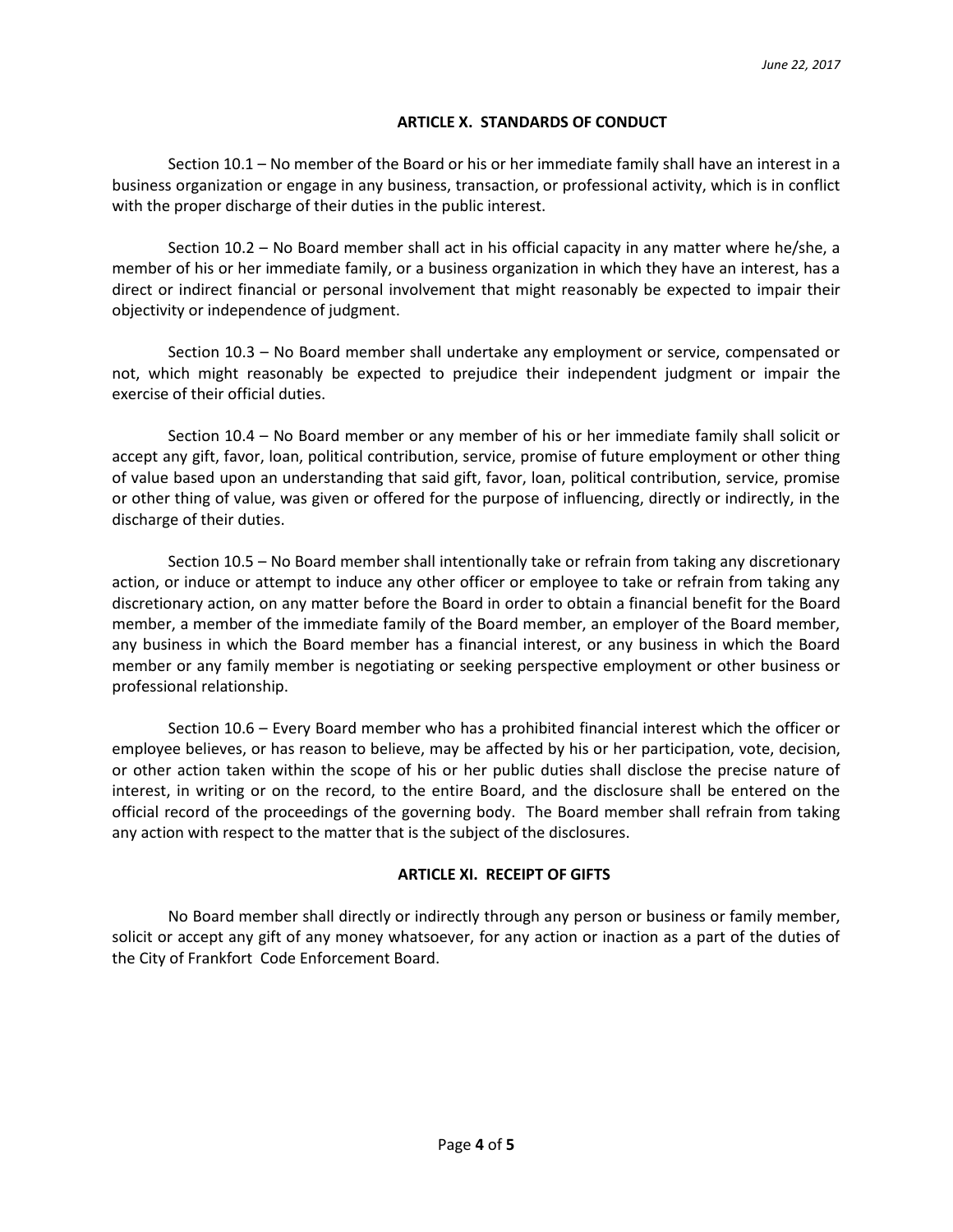## ARTICLE X. STANDARDS OF CONDUCT

Section 10.1 – No member of the Board or his or her immediate family shall have an interest in a business organization or engage in any business, transaction, or professional activity, which is in conflict with the proper discharge of their duties in the public interest.

Section 10.2 – No Board member shall act in his official capacity in any matter where he/she, a member of his or her immediate family, or a business organization in which they have an interest, has a direct or indirect financial or personal involvement that might reasonably be expected to impair their objectivity or independence of judgment.

Section 10.3 – No Board member shall undertake any employment or service, compensated or not, which might reasonably be expected to prejudice their independent judgment or impair the exercise of their official duties.

Section 10.4 – No Board member or any member of his or her immediate family shall solicit or accept any gift, favor, loan, political contribution, service, promise of future employment or other thing of value based upon an understanding that said gift, favor, loan, political contribution, service, promise or other thing of value, was given or offered for the purpose of influencing, directly or indirectly, in the discharge of their duties.

Section 10.5 – No Board member shall intentionally take or refrain from taking any discretionary action, or induce or attempt to induce any other officer or employee to take or refrain from taking any discretionary action, on any matter before the Board in order to obtain a financial benefit for the Board member, a member of the immediate family of the Board member, an employer of the Board member, any business in which the Board member has a financial interest, or any business in which the Board member or any family member is negotiating or seeking perspective employment or other business or professional relationship.

Section 10.6 – Every Board member who has a prohibited financial interest which the officer or employee believes, or has reason to believe, may be affected by his or her participation, vote, decision, or other action taken within the scope of his or her public duties shall disclose the precise nature of interest, in writing or on the record, to the entire Board, and the disclosure shall be entered on the official record of the proceedings of the governing body. The Board member shall refrain from taking any action with respect to the matter that is the subject of the disclosures.

## ARTICLE XI. RECEIPT OF GIFTS

No Board member shall directly or indirectly through any person or business or family member, solicit or accept any gift of any money whatsoever, for any action or inaction as a part of the duties of the City of Frankfort Code Enforcement Board.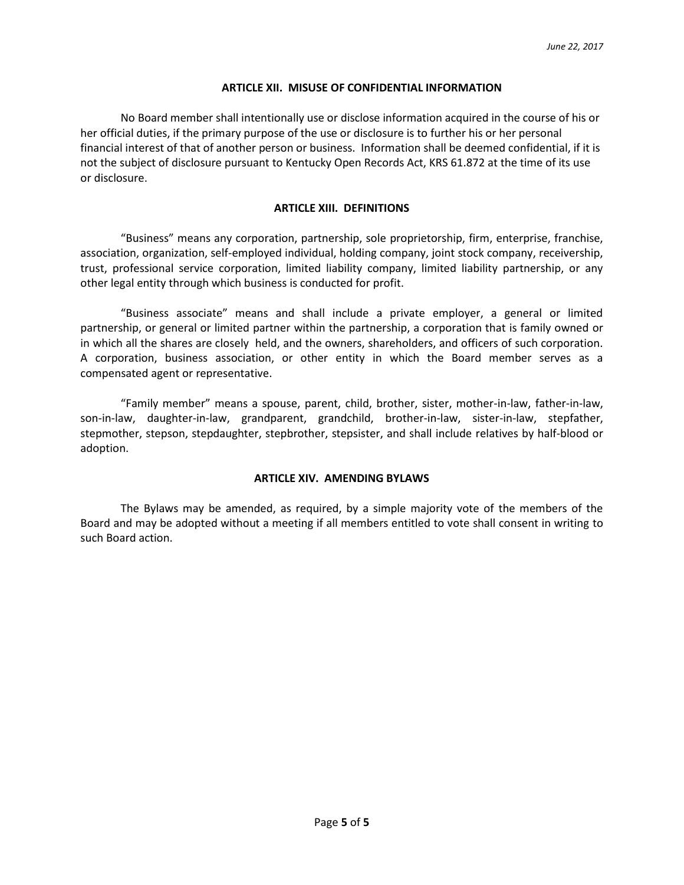## ARTICLE XII. MISUSE OF CONFIDENTIAL INFORMATION

No Board member shall intentionally use or disclose information acquired in the course of his or her official duties, if the primary purpose of the use or disclosure is to further his or her personal financial interest of that of another person or business. Information shall be deemed confidential, if it is not the subject of disclosure pursuant to Kentucky Open Records Act, KRS 61.872 at the time of its use or disclosure.

## ARTICLE XIII. DEFINITIONS

"Business" means any corporation, partnership, sole proprietorship, firm, enterprise, franchise, association, organization, self-employed individual, holding company, joint stock company, receivership, trust, professional service corporation, limited liability company, limited liability partnership, or any other legal entity through which business is conducted for profit.

"Business associate" means and shall include a private employer, a general or limited partnership, or general or limited partner within the partnership, a corporation that is family owned or in which all the shares are closely held, and the owners, shareholders, and officers of such corporation. A corporation, business association, or other entity in which the Board member serves as a compensated agent or representative.

"Family member" means a spouse, parent, child, brother, sister, mother-in-law, father-in-law, son-in-law, daughter-in-law, grandparent, grandchild, brother-in-law, sister-in-law, stepfather, stepmother, stepson, stepdaughter, stepbrother, stepsister, and shall include relatives by half-blood or adoption.

## ARTICLE XIV. AMENDING BYLAWS

The Bylaws may be amended, as required, by a simple majority vote of the members of the Board and may be adopted without a meeting if all members entitled to vote shall consent in writing to such Board action.